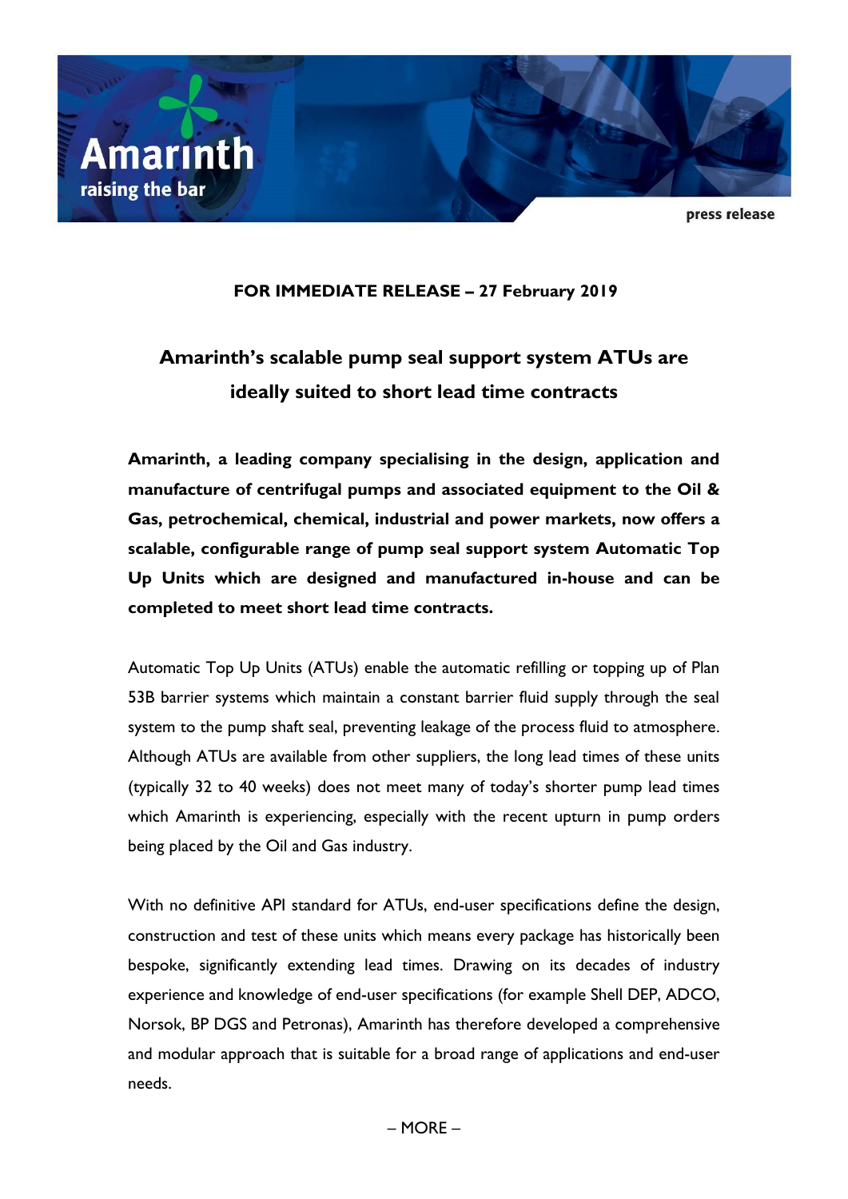Amarinth
raising the bar

press release

**FOR IMMEDIATE RELEASE – 27 February 2019**

# Amarinth's scalable pump seal support system ATUs are ideally suited to short lead time contracts

**Amarinth, a leading company specialising in the design, application and manufacture of centrifugal pumps and associated equipment to the Oil & Gas, petrochemical, chemical, industrial and power markets, now offers a scalable, configurable range of pump seal support system Automatic Top Up Units which are designed and manufactured in-house and can be completed to meet short lead time contracts.**

Automatic Top Up Units (ATUs) enable the automatic refilling or topping up of Plan 53B barrier systems which maintain a constant barrier fluid supply through the seal system to the pump shaft seal, preventing leakage of the process fluid to atmosphere. Although ATUs are available from other suppliers, the long lead times of these units (typically 32 to 40 weeks) does not meet many of today's shorter pump lead times which Amarinth is experiencing, especially with the recent upturn in pump orders being placed by the Oil and Gas industry.

With no definitive API standard for ATUs, end-user specifications define the design, construction and test of these units which means every package has historically been bespoke, significantly extending lead times. Drawing on its decades of industry experience and knowledge of end-user specifications (for example Shell DEP, ADCO, Norsok, BP DGS and Petronas), Amarinth has therefore developed a comprehensive and modular approach that is suitable for a broad range of applications and end-user needs.

– MORE –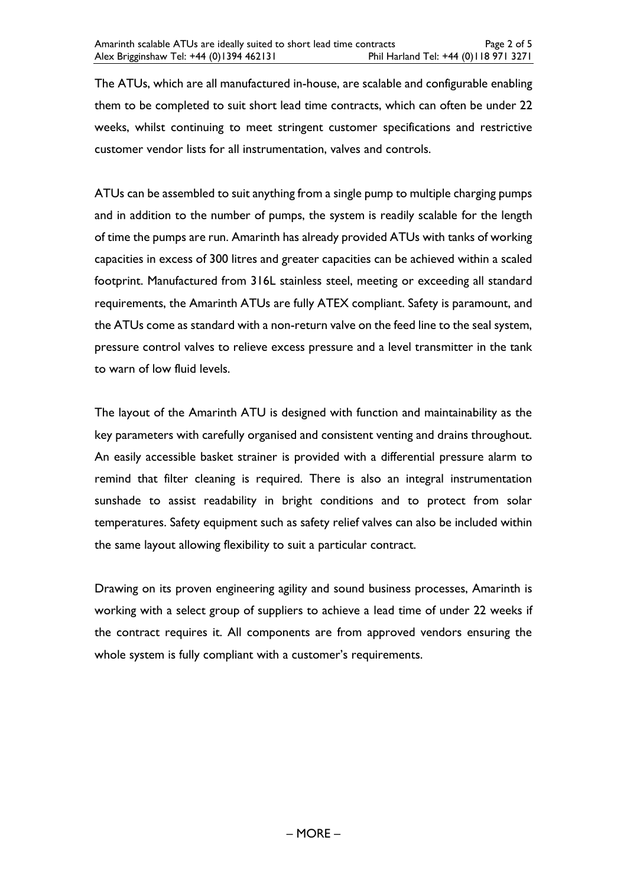The ATUs, which are all manufactured in-house, are scalable and configurable enabling them to be completed to suit short lead time contracts, which can often be under 22 weeks, whilst continuing to meet stringent customer specifications and restrictive customer vendor lists for all instrumentation, valves and controls.

ATUs can be assembled to suit anything from a single pump to multiple charging pumps and in addition to the number of pumps, the system is readily scalable for the length of time the pumps are run. Amarinth has already provided ATUs with tanks of working capacities in excess of 300 litres and greater capacities can be achieved within a scaled footprint. Manufactured from 316L stainless steel, meeting or exceeding all standard requirements, the Amarinth ATUs are fully ATEX compliant. Safety is paramount, and the ATUs come as standard with a non-return valve on the feed line to the seal system, pressure control valves to relieve excess pressure and a level transmitter in the tank to warn of low fluid levels.

The layout of the Amarinth ATU is designed with function and maintainability as the key parameters with carefully organised and consistent venting and drains throughout. An easily accessible basket strainer is provided with a differential pressure alarm to remind that filter cleaning is required. There is also an integral instrumentation sunshade to assist readability in bright conditions and to protect from solar temperatures. Safety equipment such as safety relief valves can also be included within the same layout allowing flexibility to suit a particular contract.

Drawing on its proven engineering agility and sound business processes, Amarinth is working with a select group of suppliers to achieve a lead time of under 22 weeks if the contract requires it. All components are from approved vendors ensuring the whole system is fully compliant with a customer's requirements.

– MORE –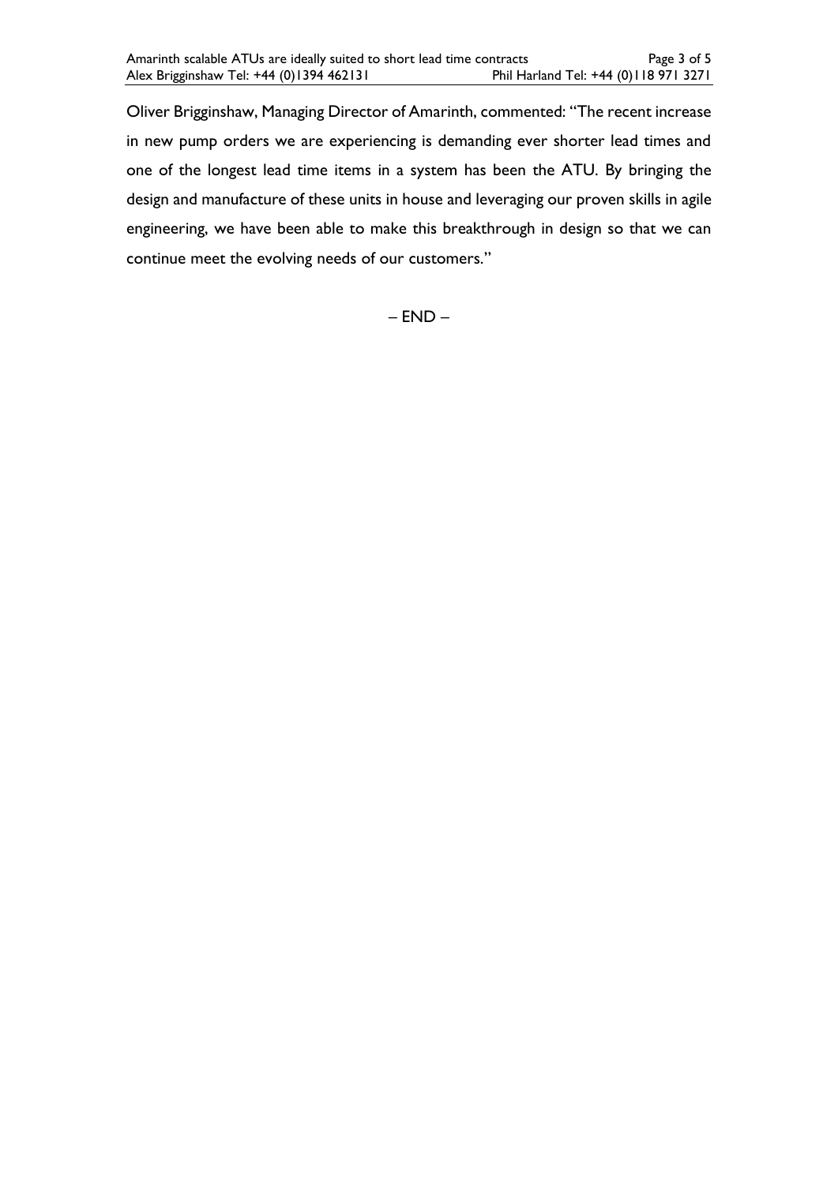Oliver Brigginshaw, Managing Director of Amarinth, commented: "The recent increase in new pump orders we are experiencing is demanding ever shorter lead times and one of the longest lead time items in a system has been the ATU. By bringing the design and manufacture of these units in house and leveraging our proven skills in agile engineering, we have been able to make this breakthrough in design so that we can continue meet the evolving needs of our customers."

– END –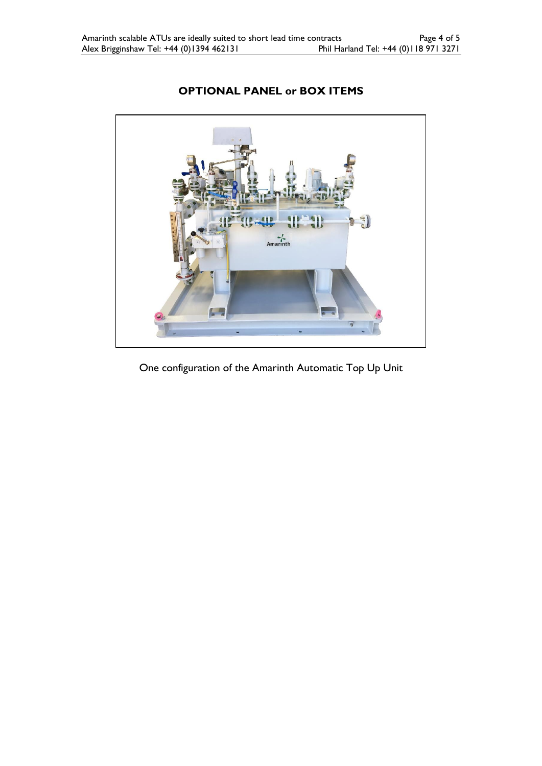## OPTIONAL PANEL or BOX ITEMS

One configuration of the Amarinth Automatic Top Up Unit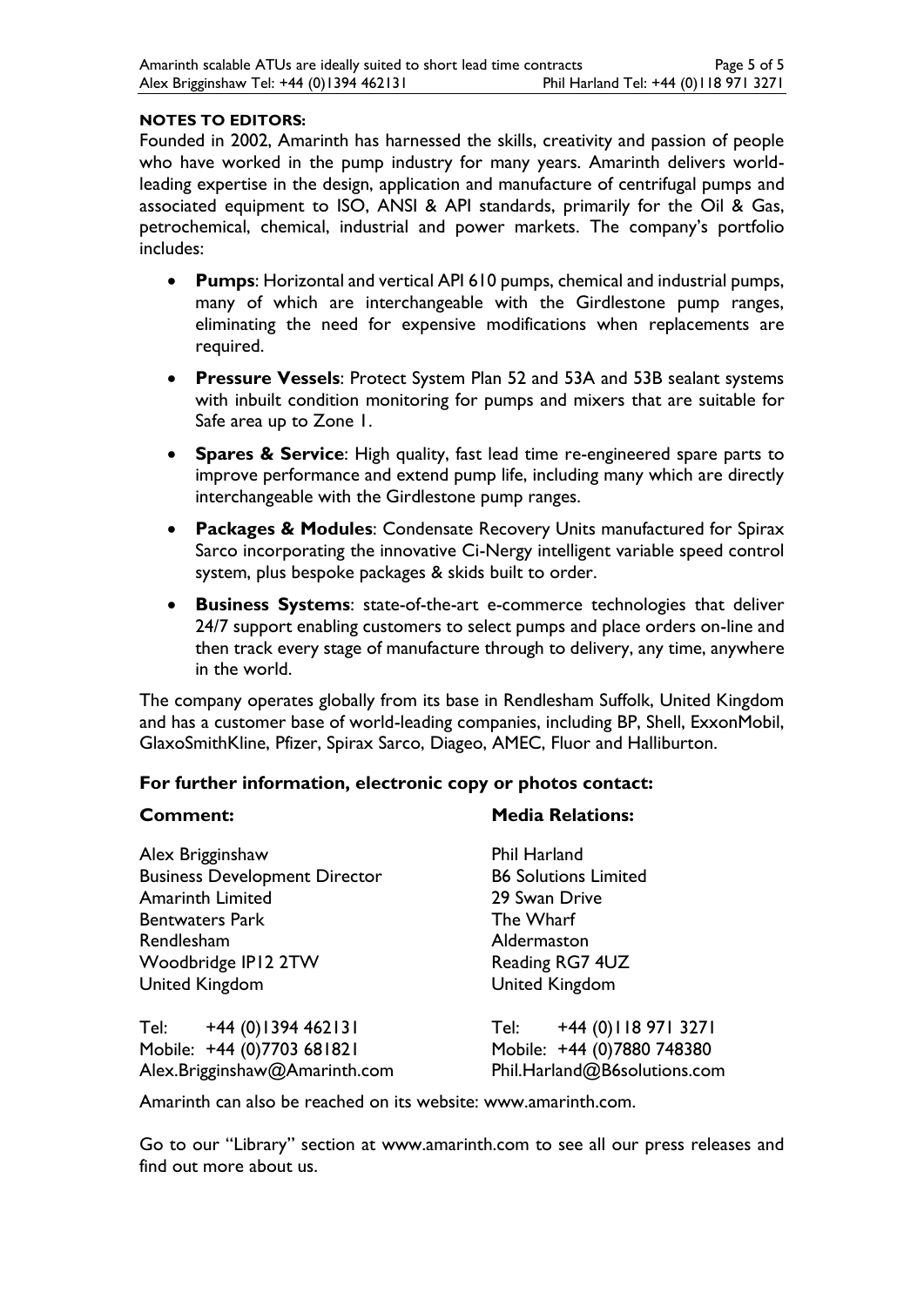**NOTES TO EDITORS:**

Founded in 2002, Amarinth has harnessed the skills, creativity and passion of people who have worked in the pump industry for many years. Amarinth delivers world-leading expertise in the design, application and manufacture of centrifugal pumps and associated equipment to ISO, ANSI & API standards, primarily for the Oil & Gas, petrochemical, chemical, industrial and power markets. The company's portfolio includes:

- **Pumps**: Horizontal and vertical API 610 pumps, chemical and industrial pumps, many of which are interchangeable with the Girdlestone pump ranges, eliminating the need for expensive modifications when replacements are required.
- **Pressure Vessels**: Protect System Plan 52 and 53A and 53B sealant systems with inbuilt condition monitoring for pumps and mixers that are suitable for Safe area up to Zone 1.
- **Spares & Service**: High quality, fast lead time re-engineered spare parts to improve performance and extend pump life, including many which are directly interchangeable with the Girdlestone pump ranges.
- **Packages & Modules**: Condensate Recovery Units manufactured for Spirax Sarco incorporating the innovative Ci-Nergy intelligent variable speed control system, plus bespoke packages & skids built to order.
- **Business Systems**: state-of-the-art e-commerce technologies that deliver 24/7 support enabling customers to select pumps and place orders on-line and then track every stage of manufacture through to delivery, any time, anywhere in the world.

The company operates globally from its base in Rendlesham Suffolk, United Kingdom and has a customer base of world-leading companies, including BP, Shell, ExxonMobil, GlaxoSmithKline, Pfizer, Spirax Sarco, Diageo, AMEC, Fluor and Halliburton.

**For further information, electronic copy or photos contact:**

**Comment:**

Alex Brigginshaw
Business Development Director
Amarinth Limited
Bentwaters Park
Rendlesham
Woodbridge IP12 2TW
United Kingdom

Tel: +44 (0)1394 462131
Mobile: +44 (0)7703 681821
Alex.Brigginshaw@Amarinth.com

**Media Relations:**

Phil Harland
B6 Solutions Limited
29 Swan Drive
The Wharf
Aldermaston
Reading RG7 4UZ
United Kingdom

Tel: +44 (0)118 971 3271
Mobile: +44 (0)7880 748380
Phil.Harland@B6solutions.com

Amarinth can also be reached on its website: www.amarinth.com.

Go to our "Library" section at www.amarinth.com to see all our press releases and find out more about us.